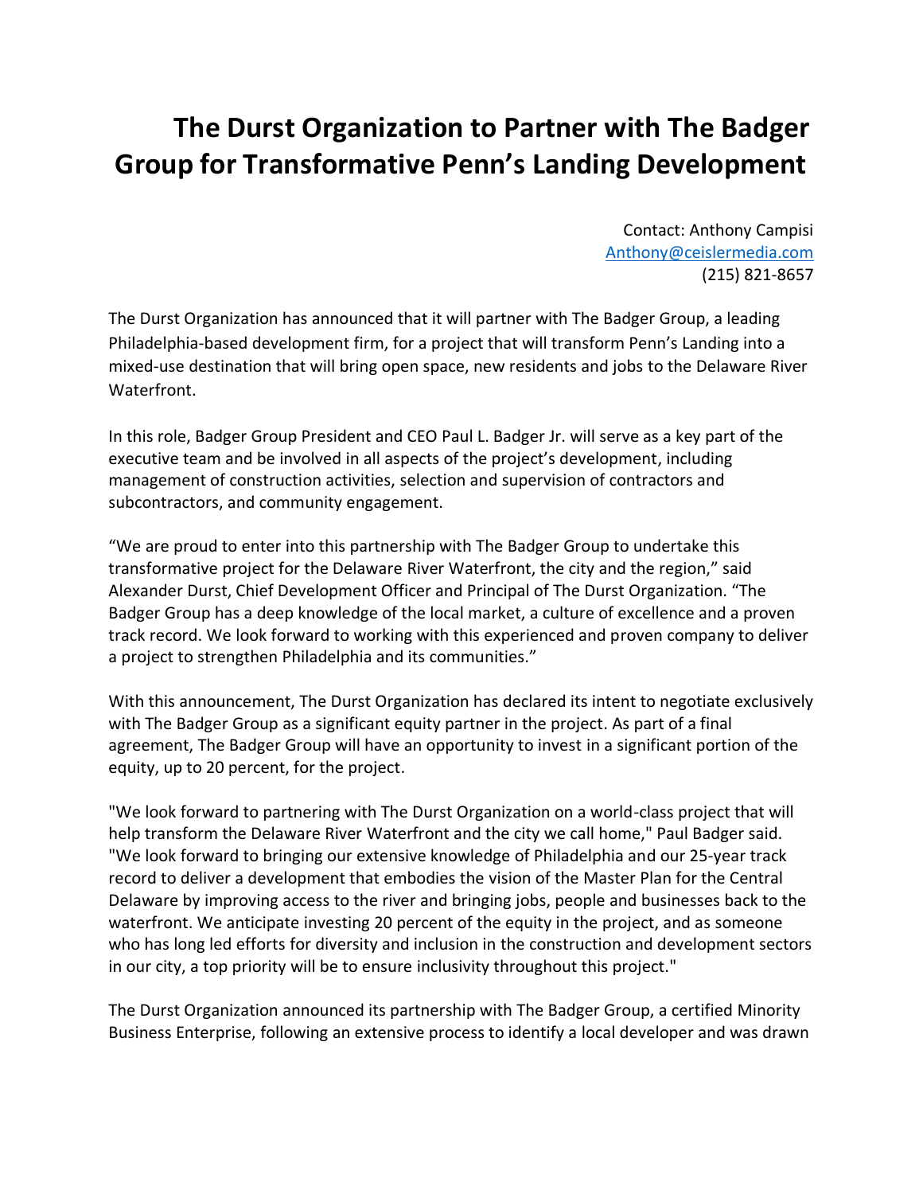# The Durst Organization to Partner with The Badger Group for Transformative Penn's Landing Development

Contact: Anthony Campisi
[Anthony@ceislermedia.com](mailto:Anthony@ceislermedia.com)
(215) 821-8657

The Durst Organization has announced that it will partner with The Badger Group, a leading Philadelphia-based development firm, for a project that will transform Penn's Landing into a mixed-use destination that will bring open space, new residents and jobs to the Delaware River Waterfront.

In this role, Badger Group President and CEO Paul L. Badger Jr. will serve as a key part of the executive team and be involved in all aspects of the project's development, including management of construction activities, selection and supervision of contractors and subcontractors, and community engagement.

"We are proud to enter into this partnership with The Badger Group to undertake this transformative project for the Delaware River Waterfront, the city and the region," said Alexander Durst, Chief Development Officer and Principal of The Durst Organization. "The Badger Group has a deep knowledge of the local market, a culture of excellence and a proven track record. We look forward to working with this experienced and proven company to deliver a project to strengthen Philadelphia and its communities."

With this announcement, The Durst Organization has declared its intent to negotiate exclusively with The Badger Group as a significant equity partner in the project. As part of a final agreement, The Badger Group will have an opportunity to invest in a significant portion of the equity, up to 20 percent, for the project.

"We look forward to partnering with The Durst Organization on a world-class project that will help transform the Delaware River Waterfront and the city we call home," Paul Badger said. "We look forward to bringing our extensive knowledge of Philadelphia and our 25-year track record to deliver a development that embodies the vision of the Master Plan for the Central Delaware by improving access to the river and bringing jobs, people and businesses back to the waterfront. We anticipate investing 20 percent of the equity in the project, and as someone who has long led efforts for diversity and inclusion in the construction and development sectors in our city, a top priority will be to ensure inclusivity throughout this project."

The Durst Organization announced its partnership with The Badger Group, a certified Minority Business Enterprise, following an extensive process to identify a local developer and was drawn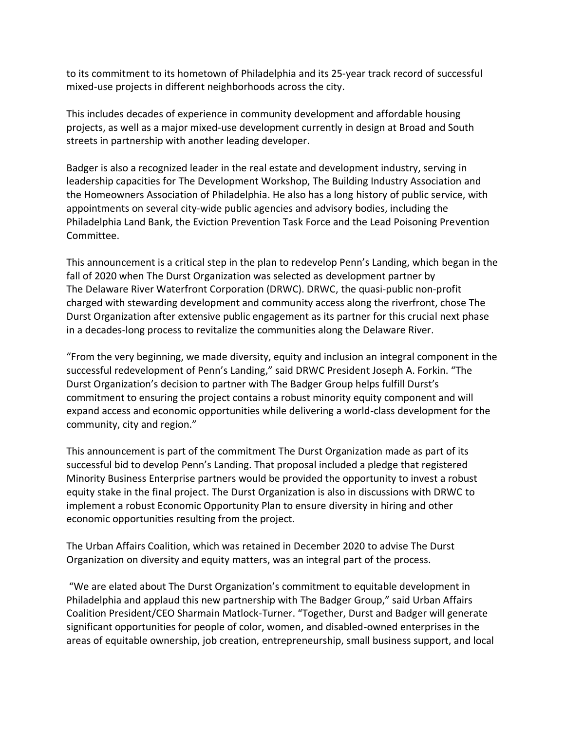to its commitment to its hometown of Philadelphia and its 25-year track record of successful mixed-use projects in different neighborhoods across the city.

This includes decades of experience in community development and affordable housing projects, as well as a major mixed-use development currently in design at Broad and South streets in partnership with another leading developer.

Badger is also a recognized leader in the real estate and development industry, serving in leadership capacities for The Development Workshop, The Building Industry Association and the Homeowners Association of Philadelphia. He also has a long history of public service, with appointments on several city-wide public agencies and advisory bodies, including the Philadelphia Land Bank, the Eviction Prevention Task Force and the Lead Poisoning Prevention Committee.

This announcement is a critical step in the plan to redevelop Penn's Landing, which began in the fall of 2020 when The Durst Organization was selected as development partner by The Delaware River Waterfront Corporation (DRWC). DRWC, the quasi-public non-profit charged with stewarding development and community access along the riverfront, chose The Durst Organization after extensive public engagement as its partner for this crucial next phase in a decades-long process to revitalize the communities along the Delaware River.

"From the very beginning, we made diversity, equity and inclusion an integral component in the successful redevelopment of Penn's Landing," said DRWC President Joseph A. Forkin. "The Durst Organization's decision to partner with The Badger Group helps fulfill Durst's commitment to ensuring the project contains a robust minority equity component and will expand access and economic opportunities while delivering a world-class development for the community, city and region."

This announcement is part of the commitment The Durst Organization made as part of its successful bid to develop Penn's Landing. That proposal included a pledge that registered Minority Business Enterprise partners would be provided the opportunity to invest a robust equity stake in the final project. The Durst Organization is also in discussions with DRWC to implement a robust Economic Opportunity Plan to ensure diversity in hiring and other economic opportunities resulting from the project.

The Urban Affairs Coalition, which was retained in December 2020 to advise The Durst Organization on diversity and equity matters, was an integral part of the process.

"We are elated about The Durst Organization's commitment to equitable development in Philadelphia and applaud this new partnership with The Badger Group," said Urban Affairs Coalition President/CEO Sharmain Matlock-Turner. "Together, Durst and Badger will generate significant opportunities for people of color, women, and disabled-owned enterprises in the areas of equitable ownership, job creation, entrepreneurship, small business support, and local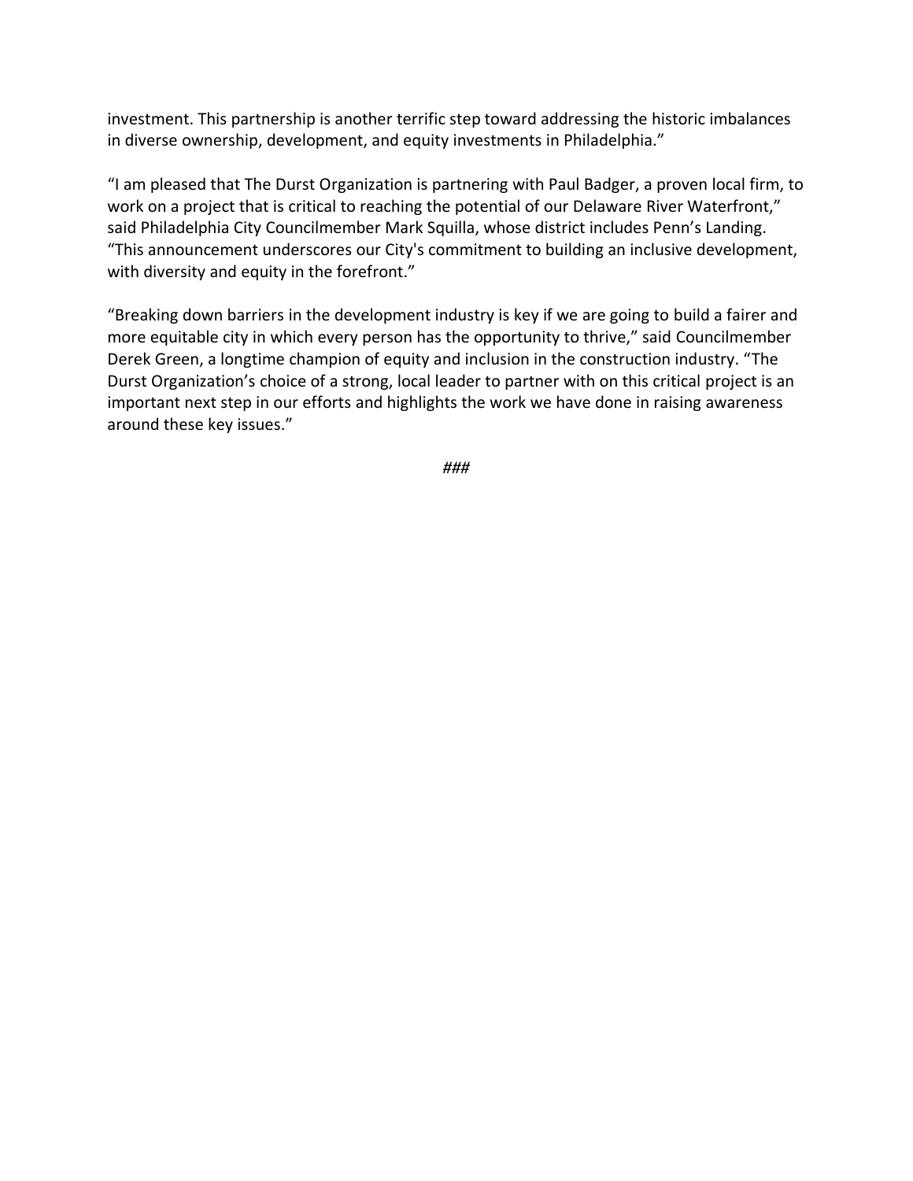investment. This partnership is another terrific step toward addressing the historic imbalances in diverse ownership, development, and equity investments in Philadelphia."

"I am pleased that The Durst Organization is partnering with Paul Badger, a proven local firm, to work on a project that is critical to reaching the potential of our Delaware River Waterfront," said Philadelphia City Councilmember Mark Squilla, whose district includes Penn's Landing. "This announcement underscores our City's commitment to building an inclusive development, with diversity and equity in the forefront."

"Breaking down barriers in the development industry is key if we are going to build a fairer and more equitable city in which every person has the opportunity to thrive," said Councilmember Derek Green, a longtime champion of equity and inclusion in the construction industry. "The Durst Organization's choice of a strong, local leader to partner with on this critical project is an important next step in our efforts and highlights the work we have done in raising awareness around these key issues."

###